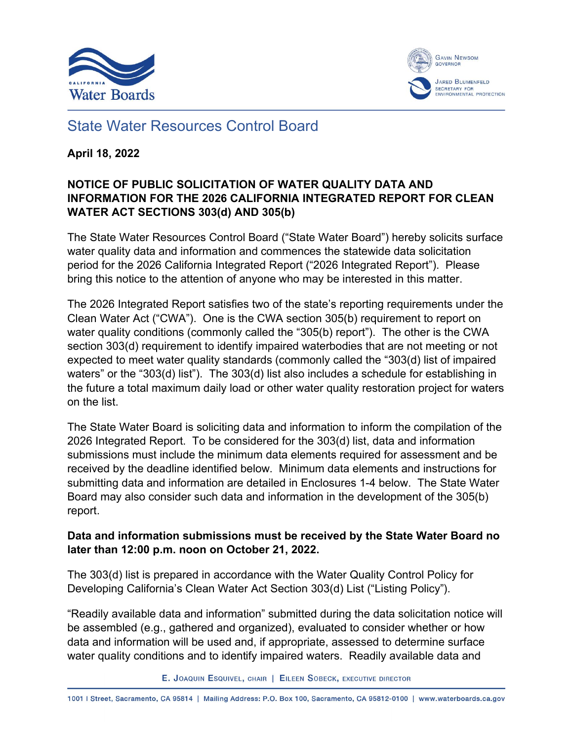# State Water Resources Control Board

**April 18, 2022**

**NOTICE OF PUBLIC SOLICITATION OF WATER QUALITY DATA AND INFORMATION FOR THE 2026 CALIFORNIA INTEGRATED REPORT FOR CLEAN WATER ACT SECTIONS 303(d) AND 305(b)**

The State Water Resources Control Board ("State Water Board") hereby solicits surface water quality data and information and commences the statewide data solicitation period for the 2026 California Integrated Report ("2026 Integrated Report"). Please bring this notice to the attention of anyone who may be interested in this matter.

The 2026 Integrated Report satisfies two of the state's reporting requirements under the Clean Water Act ("CWA"). One is the CWA section 305(b) requirement to report on water quality conditions (commonly called the "305(b) report"). The other is the CWA section 303(d) requirement to identify impaired waterbodies that are not meeting or not expected to meet water quality standards (commonly called the "303(d) list of impaired waters" or the "303(d) list"). The 303(d) list also includes a schedule for establishing in the future a total maximum daily load or other water quality restoration project for waters on the list.

The State Water Board is soliciting data and information to inform the compilation of the 2026 Integrated Report. To be considered for the 303(d) list, data and information submissions must include the minimum data elements required for assessment and be received by the deadline identified below. Minimum data elements and instructions for submitting data and information are detailed in Enclosures 1-4 below. The State Water Board may also consider such data and information in the development of the 305(b) report.

**Data and information submissions must be received by the State Water Board no later than 12:00 p.m. noon on October 21, 2022.**

The 303(d) list is prepared in accordance with the Water Quality Control Policy for Developing California's Clean Water Act Section 303(d) List ("Listing Policy").

"Readily available data and information" submitted during the data solicitation notice will be assembled (e.g., gathered and organized), evaluated to consider whether or how data and information will be used and, if appropriate, assessed to determine surface water quality conditions and to identify impaired waters. Readily available data and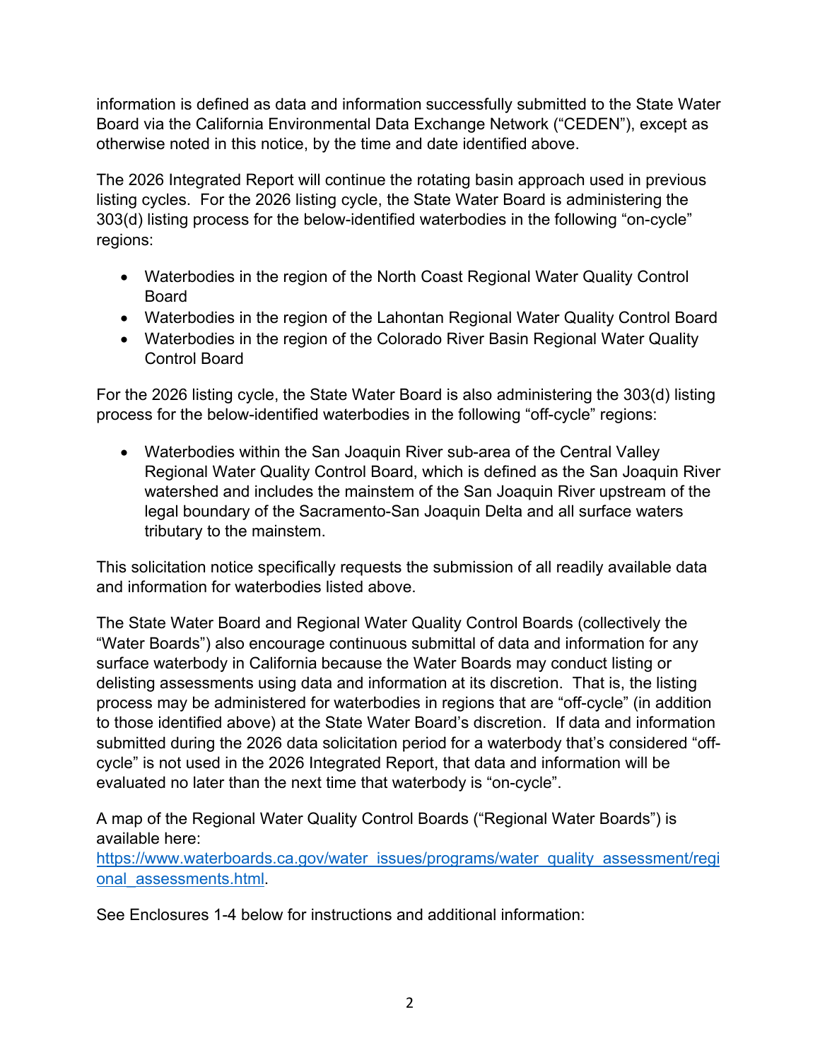information is defined as data and information successfully submitted to the State Water Board via the California Environmental Data Exchange Network ("CEDEN"), except as otherwise noted in this notice, by the time and date identified above.

The 2026 Integrated Report will continue the rotating basin approach used in previous listing cycles. For the 2026 listing cycle, the State Water Board is administering the 303(d) listing process for the below-identified waterbodies in the following "on-cycle" regions:

- Waterbodies in the region of the North Coast Regional Water Quality Control Board
- Waterbodies in the region of the Lahontan Regional Water Quality Control Board
- Waterbodies in the region of the Colorado River Basin Regional Water Quality Control Board

For the 2026 listing cycle, the State Water Board is also administering the 303(d) listing process for the below-identified waterbodies in the following "off-cycle" regions:

- Waterbodies within the San Joaquin River sub-area of the Central Valley Regional Water Quality Control Board, which is defined as the San Joaquin River watershed and includes the mainstem of the San Joaquin River upstream of the legal boundary of the Sacramento-San Joaquin Delta and all surface waters tributary to the mainstem.

This solicitation notice specifically requests the submission of all readily available data and information for waterbodies listed above.

The State Water Board and Regional Water Quality Control Boards (collectively the "Water Boards") also encourage continuous submittal of data and information for any surface waterbody in California because the Water Boards may conduct listing or delisting assessments using data and information at its discretion. That is, the listing process may be administered for waterbodies in regions that are "off-cycle" (in addition to those identified above) at the State Water Board's discretion. If data and information submitted during the 2026 data solicitation period for a waterbody that's considered "off-cycle" is not used in the 2026 Integrated Report, that data and information will be evaluated no later than the next time that waterbody is "on-cycle".

A map of the Regional Water Quality Control Boards ("Regional Water Boards") is available here: [https://www.waterboards.ca.gov/water_issues/programs/water_quality_assessment/regional_assessments.html](https://www.waterboards.ca.gov/water_issues/programs/water_quality_assessment/regional_assessments.html).

See Enclosures 1-4 below for instructions and additional information: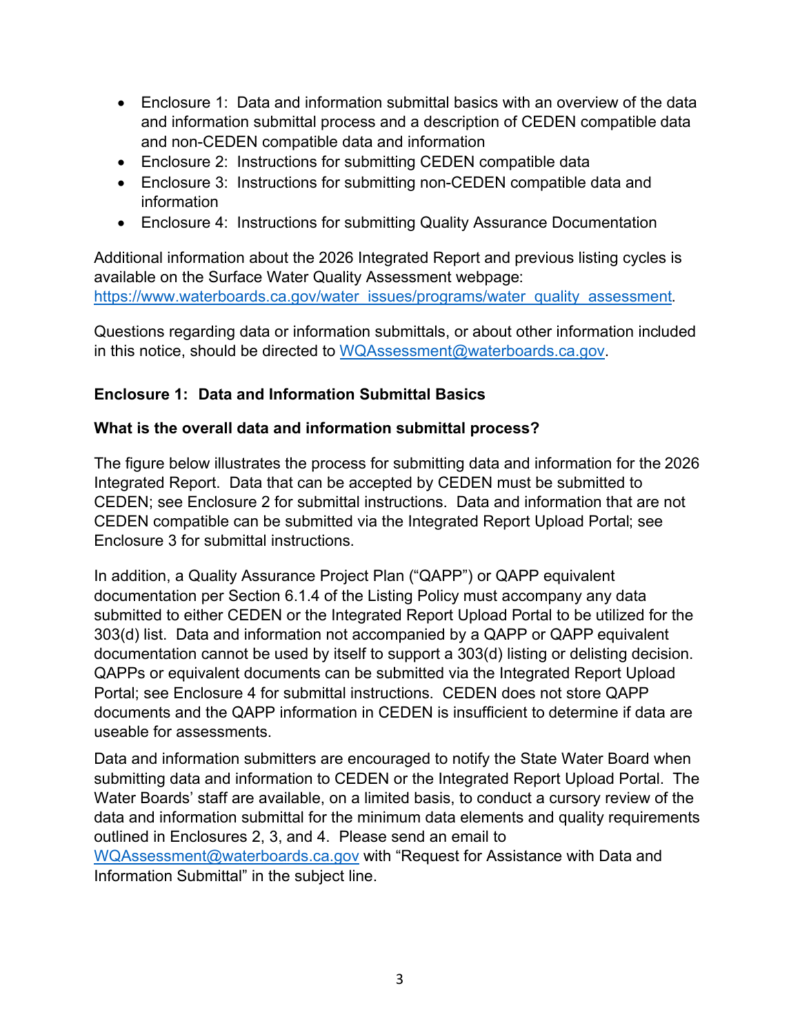- Enclosure 1: Data and information submittal basics with an overview of the data and information submittal process and a description of CEDEN compatible data and non-CEDEN compatible data and information
- Enclosure 2: Instructions for submitting CEDEN compatible data
- Enclosure 3: Instructions for submitting non-CEDEN compatible data and information
- Enclosure 4: Instructions for submitting Quality Assurance Documentation

Additional information about the 2026 Integrated Report and previous listing cycles is available on the Surface Water Quality Assessment webpage: https://www.waterboards.ca.gov/water_issues/programs/water_quality_assessment.

Questions regarding data or information submittals, or about other information included in this notice, should be directed to WQAssessment@waterboards.ca.gov.

## Enclosure 1: Data and Information Submittal Basics

### What is the overall data and information submittal process?

The figure below illustrates the process for submitting data and information for the 2026 Integrated Report. Data that can be accepted by CEDEN must be submitted to CEDEN; see Enclosure 2 for submittal instructions. Data and information that are not CEDEN compatible can be submitted via the Integrated Report Upload Portal; see Enclosure 3 for submittal instructions.

In addition, a Quality Assurance Project Plan ("QAPP") or QAPP equivalent documentation per Section 6.1.4 of the Listing Policy must accompany any data submitted to either CEDEN or the Integrated Report Upload Portal to be utilized for the 303(d) list. Data and information not accompanied by a QAPP or QAPP equivalent documentation cannot be used by itself to support a 303(d) listing or delisting decision. QAPPs or equivalent documents can be submitted via the Integrated Report Upload Portal; see Enclosure 4 for submittal instructions. CEDEN does not store QAPP documents and the QAPP information in CEDEN is insufficient to determine if data are useable for assessments.

Data and information submitters are encouraged to notify the State Water Board when submitting data and information to CEDEN or the Integrated Report Upload Portal. The Water Boards' staff are available, on a limited basis, to conduct a cursory review of the data and information submittal for the minimum data elements and quality requirements outlined in Enclosures 2, 3, and 4. Please send an email to WQAssessment@waterboards.ca.gov with "Request for Assistance with Data and Information Submittal" in the subject line.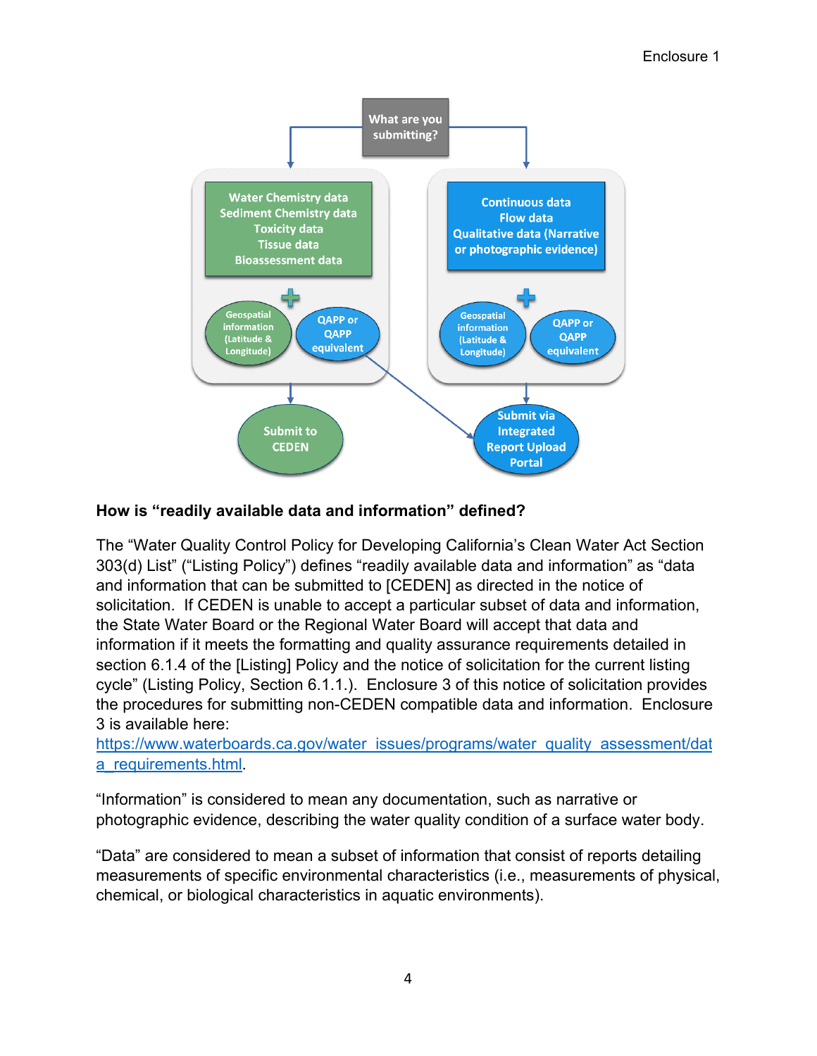What are you submitting?

Water Chemistry data
Sediment Chemistry data
Toxicity data
Tissue data
Bioassessment data

+ Geospatial information (Latitude & Longitude) + QAPP or QAPP equivalent

Submit to CEDEN

Continuous data
Flow data
Qualitative data (Narrative or photographic evidence)

+ Geospatial information (Latitude & Longitude) + QAPP or QAPP equivalent

Submit via Integrated Report Upload Portal

**How is "readily available data and information" defined?**

The "Water Quality Control Policy for Developing California's Clean Water Act Section 303(d) List" ("Listing Policy") defines "readily available data and information" as "data and information that can be submitted to [CEDEN] as directed in the notice of solicitation. If CEDEN is unable to accept a particular subset of data and information, the State Water Board or the Regional Water Board will accept that data and information if it meets the formatting and quality assurance requirements detailed in section 6.1.4 of the [Listing] Policy and the notice of solicitation for the current listing cycle" (Listing Policy, Section 6.1.1.). Enclosure 3 of this notice of solicitation provides the procedures for submitting non-CEDEN compatible data and information. Enclosure 3 is available here: https://www.waterboards.ca.gov/water_issues/programs/water_quality_assessment/data_requirements.html.

"Information" is considered to mean any documentation, such as narrative or photographic evidence, describing the water quality condition of a surface water body.

"Data" are considered to mean a subset of information that consist of reports detailing measurements of specific environmental characteristics (i.e., measurements of physical, chemical, or biological characteristics in aquatic environments).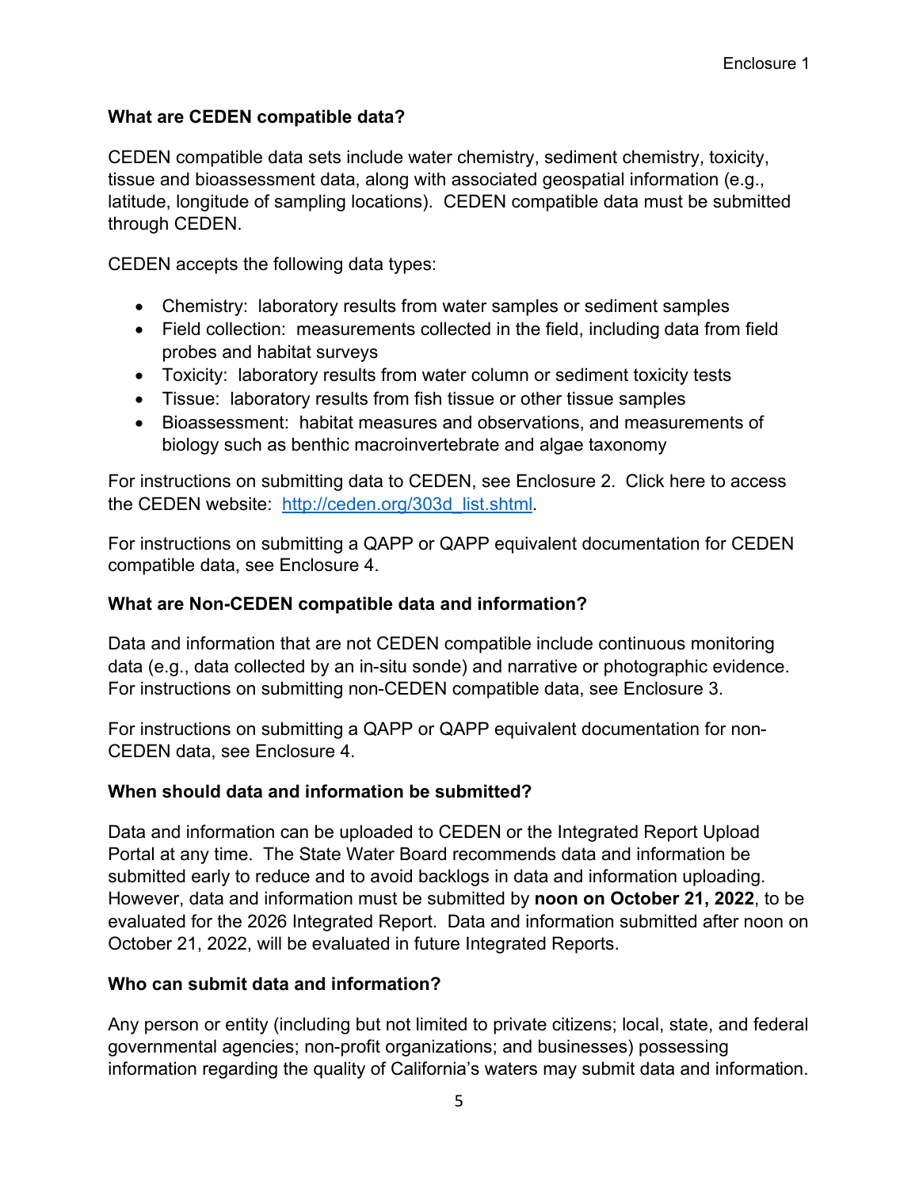### What are CEDEN compatible data?

CEDEN compatible data sets include water chemistry, sediment chemistry, toxicity, tissue and bioassessment data, along with associated geospatial information (e.g., latitude, longitude of sampling locations). CEDEN compatible data must be submitted through CEDEN.

CEDEN accepts the following data types:

- Chemistry: laboratory results from water samples or sediment samples
- Field collection: measurements collected in the field, including data from field probes and habitat surveys
- Toxicity: laboratory results from water column or sediment toxicity tests
- Tissue: laboratory results from fish tissue or other tissue samples
- Bioassessment: habitat measures and observations, and measurements of biology such as benthic macroinvertebrate and algae taxonomy

For instructions on submitting data to CEDEN, see Enclosure 2. Click here to access the CEDEN website: [http://ceden.org/303d_list.shtml](http://ceden.org/303d_list.shtml).

For instructions on submitting a QAPP or QAPP equivalent documentation for CEDEN compatible data, see Enclosure 4.

### What are Non-CEDEN compatible data and information?

Data and information that are not CEDEN compatible include continuous monitoring data (e.g., data collected by an in-situ sonde) and narrative or photographic evidence. For instructions on submitting non-CEDEN compatible data, see Enclosure 3.

For instructions on submitting a QAPP or QAPP equivalent documentation for non-CEDEN data, see Enclosure 4.

### When should data and information be submitted?

Data and information can be uploaded to CEDEN or the Integrated Report Upload Portal at any time. The State Water Board recommends data and information be submitted early to reduce and to avoid backlogs in data and information uploading. However, data and information must be submitted by **noon on October 21, 2022**, to be evaluated for the 2026 Integrated Report. Data and information submitted after noon on October 21, 2022, will be evaluated in future Integrated Reports.

### Who can submit data and information?

Any person or entity (including but not limited to private citizens; local, state, and federal governmental agencies; non-profit organizations; and businesses) possessing information regarding the quality of California's waters may submit data and information.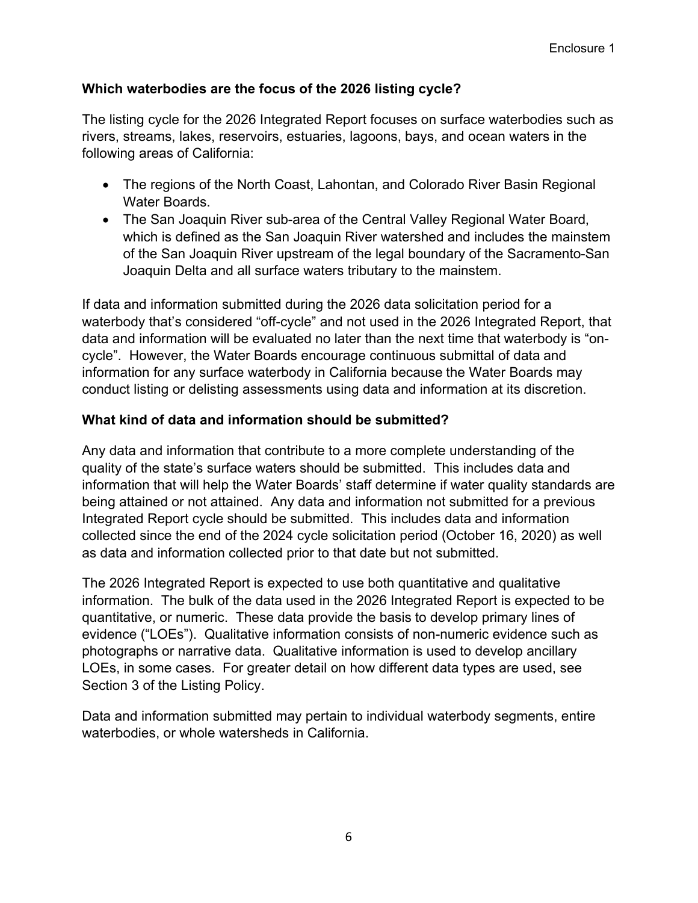**Which waterbodies are the focus of the 2026 listing cycle?**

The listing cycle for the 2026 Integrated Report focuses on surface waterbodies such as rivers, streams, lakes, reservoirs, estuaries, lagoons, bays, and ocean waters in the following areas of California:

- The regions of the North Coast, Lahontan, and Colorado River Basin Regional Water Boards.
- The San Joaquin River sub-area of the Central Valley Regional Water Board, which is defined as the San Joaquin River watershed and includes the mainstem of the San Joaquin River upstream of the legal boundary of the Sacramento-San Joaquin Delta and all surface waters tributary to the mainstem.

If data and information submitted during the 2026 data solicitation period for a waterbody that's considered "off-cycle" and not used in the 2026 Integrated Report, that data and information will be evaluated no later than the next time that waterbody is "on-cycle". However, the Water Boards encourage continuous submittal of data and information for any surface waterbody in California because the Water Boards may conduct listing or delisting assessments using data and information at its discretion.

**What kind of data and information should be submitted?**

Any data and information that contribute to a more complete understanding of the quality of the state's surface waters should be submitted. This includes data and information that will help the Water Boards' staff determine if water quality standards are being attained or not attained. Any data and information not submitted for a previous Integrated Report cycle should be submitted. This includes data and information collected since the end of the 2024 cycle solicitation period (October 16, 2020) as well as data and information collected prior to that date but not submitted.

The 2026 Integrated Report is expected to use both quantitative and qualitative information. The bulk of the data used in the 2026 Integrated Report is expected to be quantitative, or numeric. These data provide the basis to develop primary lines of evidence ("LOEs"). Qualitative information consists of non-numeric evidence such as photographs or narrative data. Qualitative information is used to develop ancillary LOEs, in some cases. For greater detail on how different data types are used, see Section 3 of the Listing Policy.

Data and information submitted may pertain to individual waterbody segments, entire waterbodies, or whole watersheds in California.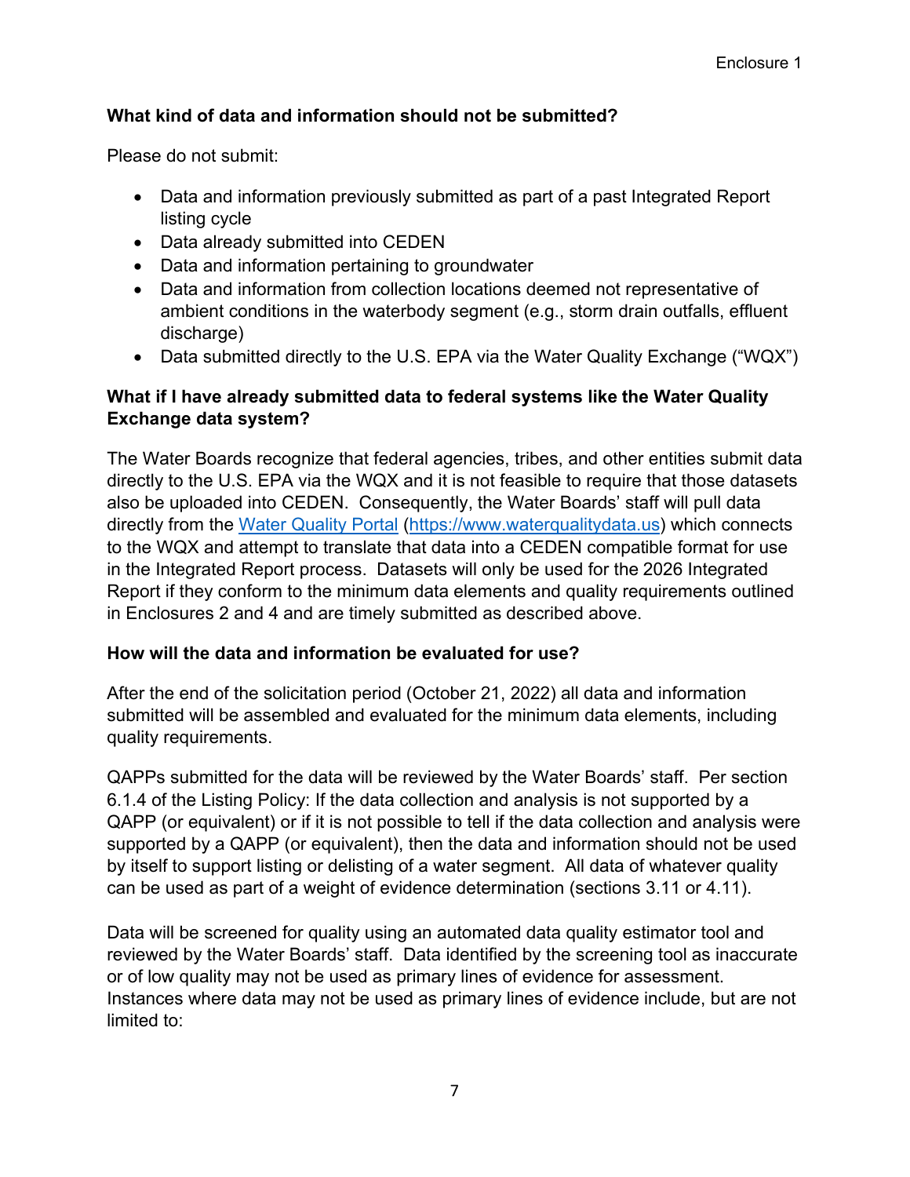### What kind of data and information should not be submitted?

Please do not submit:

- Data and information previously submitted as part of a past Integrated Report listing cycle
- Data already submitted into CEDEN
- Data and information pertaining to groundwater
- Data and information from collection locations deemed not representative of ambient conditions in the waterbody segment (e.g., storm drain outfalls, effluent discharge)
- Data submitted directly to the U.S. EPA via the Water Quality Exchange ("WQX")

### What if I have already submitted data to federal systems like the Water Quality Exchange data system?

The Water Boards recognize that federal agencies, tribes, and other entities submit data directly to the U.S. EPA via the WQX and it is not feasible to require that those datasets also be uploaded into CEDEN. Consequently, the Water Boards' staff will pull data directly from the [Water Quality Portal](https://www.waterqualitydata.us) (https://www.waterqualitydata.us) which connects to the WQX and attempt to translate that data into a CEDEN compatible format for use in the Integrated Report process. Datasets will only be used for the 2026 Integrated Report if they conform to the minimum data elements and quality requirements outlined in Enclosures 2 and 4 and are timely submitted as described above.

### How will the data and information be evaluated for use?

After the end of the solicitation period (October 21, 2022) all data and information submitted will be assembled and evaluated for the minimum data elements, including quality requirements.

QAPPs submitted for the data will be reviewed by the Water Boards' staff. Per section 6.1.4 of the Listing Policy: If the data collection and analysis is not supported by a QAPP (or equivalent) or if it is not possible to tell if the data collection and analysis were supported by a QAPP (or equivalent), then the data and information should not be used by itself to support listing or delisting of a water segment. All data of whatever quality can be used as part of a weight of evidence determination (sections 3.11 or 4.11).

Data will be screened for quality using an automated data quality estimator tool and reviewed by the Water Boards' staff. Data identified by the screening tool as inaccurate or of low quality may not be used as primary lines of evidence for assessment. Instances where data may not be used as primary lines of evidence include, but are not limited to: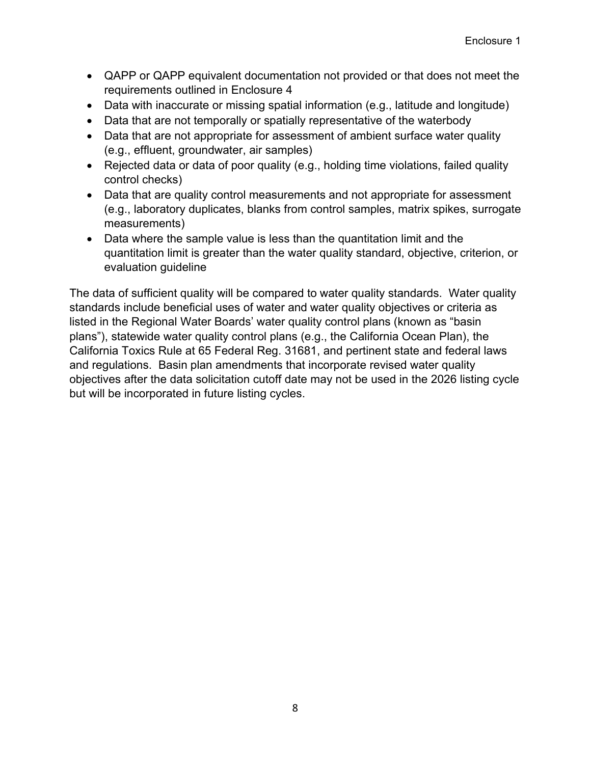- QAPP or QAPP equivalent documentation not provided or that does not meet the requirements outlined in Enclosure 4
- Data with inaccurate or missing spatial information (e.g., latitude and longitude)
- Data that are not temporally or spatially representative of the waterbody
- Data that are not appropriate for assessment of ambient surface water quality (e.g., effluent, groundwater, air samples)
- Rejected data or data of poor quality (e.g., holding time violations, failed quality control checks)
- Data that are quality control measurements and not appropriate for assessment (e.g., laboratory duplicates, blanks from control samples, matrix spikes, surrogate measurements)
- Data where the sample value is less than the quantitation limit and the quantitation limit is greater than the water quality standard, objective, criterion, or evaluation guideline

The data of sufficient quality will be compared to water quality standards. Water quality standards include beneficial uses of water and water quality objectives or criteria as listed in the Regional Water Boards' water quality control plans (known as "basin plans"), statewide water quality control plans (e.g., the California Ocean Plan), the California Toxics Rule at 65 Federal Reg. 31681, and pertinent state and federal laws and regulations. Basin plan amendments that incorporate revised water quality objectives after the data solicitation cutoff date may not be used in the 2026 listing cycle but will be incorporated in future listing cycles.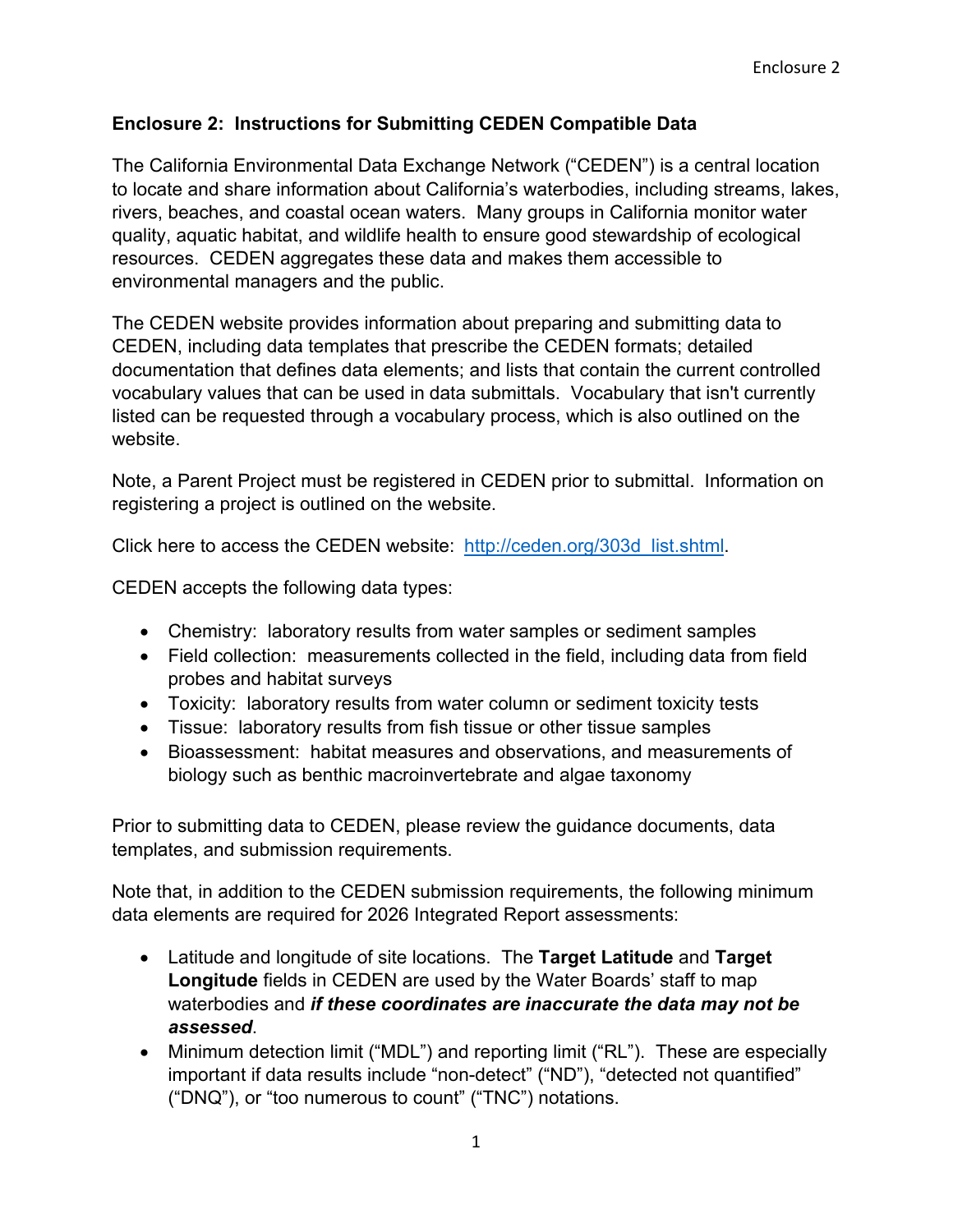## Enclosure 2: Instructions for Submitting CEDEN Compatible Data

The California Environmental Data Exchange Network ("CEDEN") is a central location to locate and share information about California's waterbodies, including streams, lakes, rivers, beaches, and coastal ocean waters. Many groups in California monitor water quality, aquatic habitat, and wildlife health to ensure good stewardship of ecological resources. CEDEN aggregates these data and makes them accessible to environmental managers and the public.

The CEDEN website provides information about preparing and submitting data to CEDEN, including data templates that prescribe the CEDEN formats; detailed documentation that defines data elements; and lists that contain the current controlled vocabulary values that can be used in data submittals. Vocabulary that isn't currently listed can be requested through a vocabulary process, which is also outlined on the website.

Note, a Parent Project must be registered in CEDEN prior to submittal. Information on registering a project is outlined on the website.

Click here to access the CEDEN website: [http://ceden.org/303d_list.shtml](http://ceden.org/303d_list.shtml).

CEDEN accepts the following data types:

- Chemistry: laboratory results from water samples or sediment samples
- Field collection: measurements collected in the field, including data from field probes and habitat surveys
- Toxicity: laboratory results from water column or sediment toxicity tests
- Tissue: laboratory results from fish tissue or other tissue samples
- Bioassessment: habitat measures and observations, and measurements of biology such as benthic macroinvertebrate and algae taxonomy

Prior to submitting data to CEDEN, please review the guidance documents, data templates, and submission requirements.

Note that, in addition to the CEDEN submission requirements, the following minimum data elements are required for 2026 Integrated Report assessments:

- Latitude and longitude of site locations. The **Target Latitude** and **Target Longitude** fields in CEDEN are used by the Water Boards' staff to map waterbodies and ***if these coordinates are inaccurate the data may not be assessed***.
- Minimum detection limit ("MDL") and reporting limit ("RL"). These are especially important if data results include "non-detect" ("ND"), "detected not quantified" ("DNQ"), or "too numerous to count" ("TNC") notations.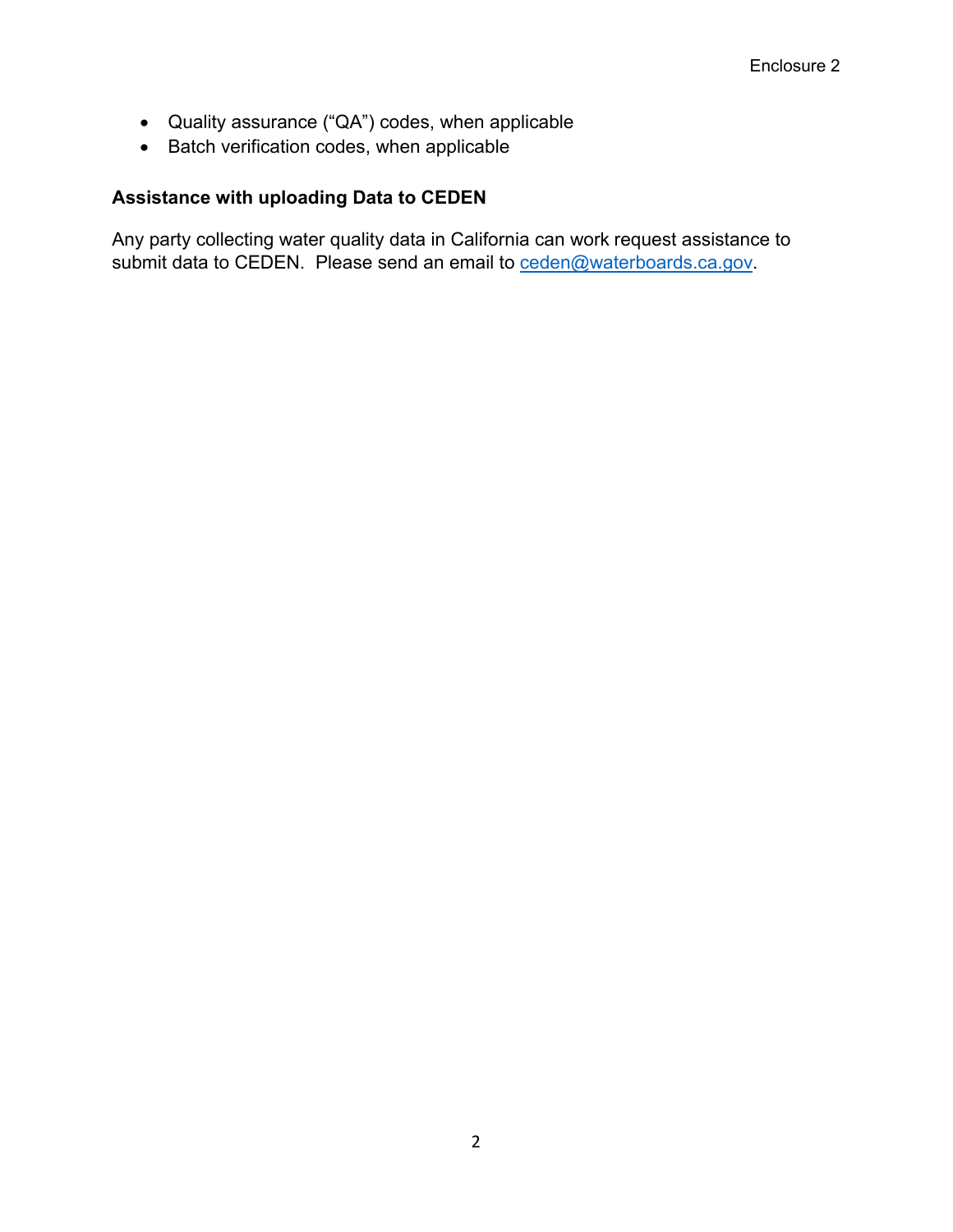- Quality assurance ("QA") codes, when applicable
- Batch verification codes, when applicable

**Assistance with uploading Data to CEDEN**

Any party collecting water quality data in California can work request assistance to submit data to CEDEN. Please send an email to ceden@waterboards.ca.gov.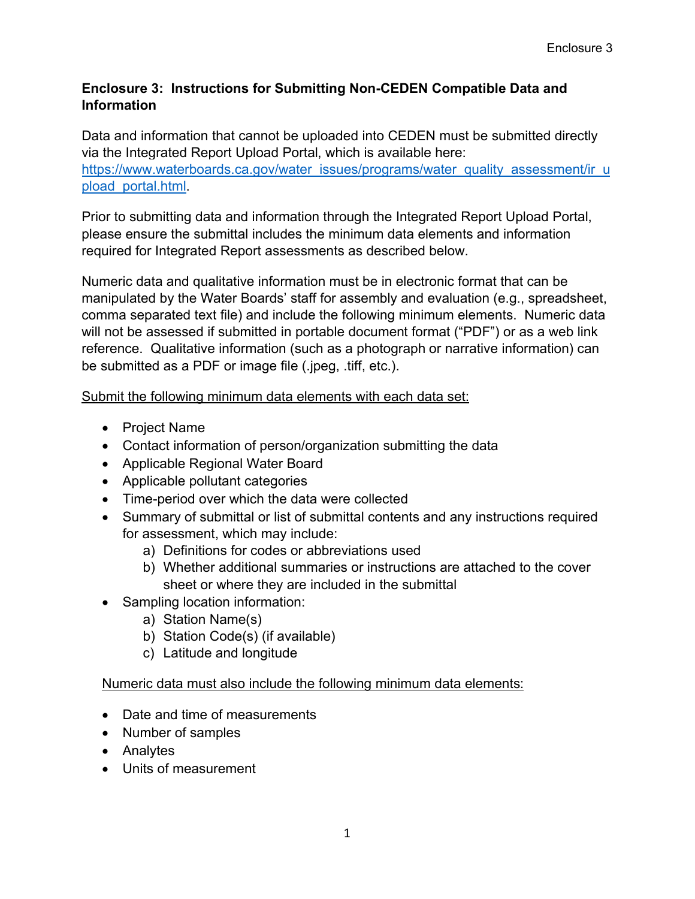# Enclosure 3: Instructions for Submitting Non-CEDEN Compatible Data and Information

Data and information that cannot be uploaded into CEDEN must be submitted directly via the Integrated Report Upload Portal, which is available here: [https://www.waterboards.ca.gov/water_issues/programs/water_quality_assessment/ir_upload_portal.html](https://www.waterboards.ca.gov/water_issues/programs/water_quality_assessment/ir_upload_portal.html).

Prior to submitting data and information through the Integrated Report Upload Portal, please ensure the submittal includes the minimum data elements and information required for Integrated Report assessments as described below.

Numeric data and qualitative information must be in electronic format that can be manipulated by the Water Boards' staff for assembly and evaluation (e.g., spreadsheet, comma separated text file) and include the following minimum elements. Numeric data will not be assessed if submitted in portable document format ("PDF") or as a web link reference. Qualitative information (such as a photograph or narrative information) can be submitted as a PDF or image file (.jpeg, .tiff, etc.).

<u>Submit the following minimum data elements with each data set:</u>

- Project Name
- Contact information of person/organization submitting the data
- Applicable Regional Water Board
- Applicable pollutant categories
- Time-period over which the data were collected
- Summary of submittal or list of submittal contents and any instructions required for assessment, which may include:
  a) Definitions for codes or abbreviations used
  b) Whether additional summaries or instructions are attached to the cover sheet or where they are included in the submittal
- Sampling location information:
  a) Station Name(s)
  b) Station Code(s) (if available)
  c) Latitude and longitude

<u>Numeric data must also include the following minimum data elements:</u>

- Date and time of measurements
- Number of samples
- Analytes
- Units of measurement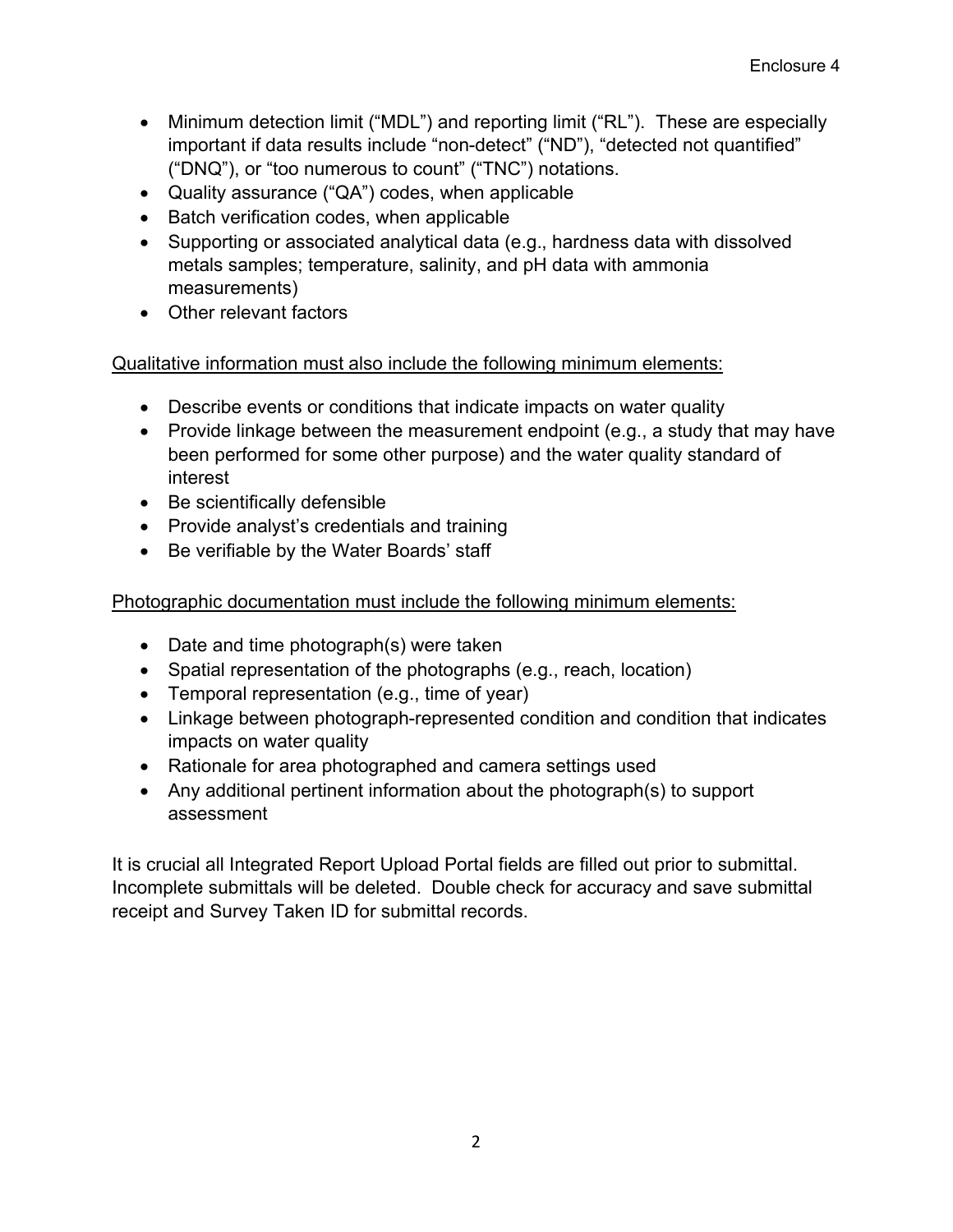- Minimum detection limit ("MDL") and reporting limit ("RL"). These are especially important if data results include "non-detect" ("ND"), "detected not quantified" ("DNQ"), or "too numerous to count" ("TNC") notations.
- Quality assurance ("QA") codes, when applicable
- Batch verification codes, when applicable
- Supporting or associated analytical data (e.g., hardness data with dissolved metals samples; temperature, salinity, and pH data with ammonia measurements)
- Other relevant factors

<u>Qualitative information must also include the following minimum elements:</u>

- Describe events or conditions that indicate impacts on water quality
- Provide linkage between the measurement endpoint (e.g., a study that may have been performed for some other purpose) and the water quality standard of interest
- Be scientifically defensible
- Provide analyst's credentials and training
- Be verifiable by the Water Boards' staff

<u>Photographic documentation must include the following minimum elements:</u>

- Date and time photograph(s) were taken
- Spatial representation of the photographs (e.g., reach, location)
- Temporal representation (e.g., time of year)
- Linkage between photograph-represented condition and condition that indicates impacts on water quality
- Rationale for area photographed and camera settings used
- Any additional pertinent information about the photograph(s) to support assessment

It is crucial all Integrated Report Upload Portal fields are filled out prior to submittal. Incomplete submittals will be deleted. Double check for accuracy and save submittal receipt and Survey Taken ID for submittal records.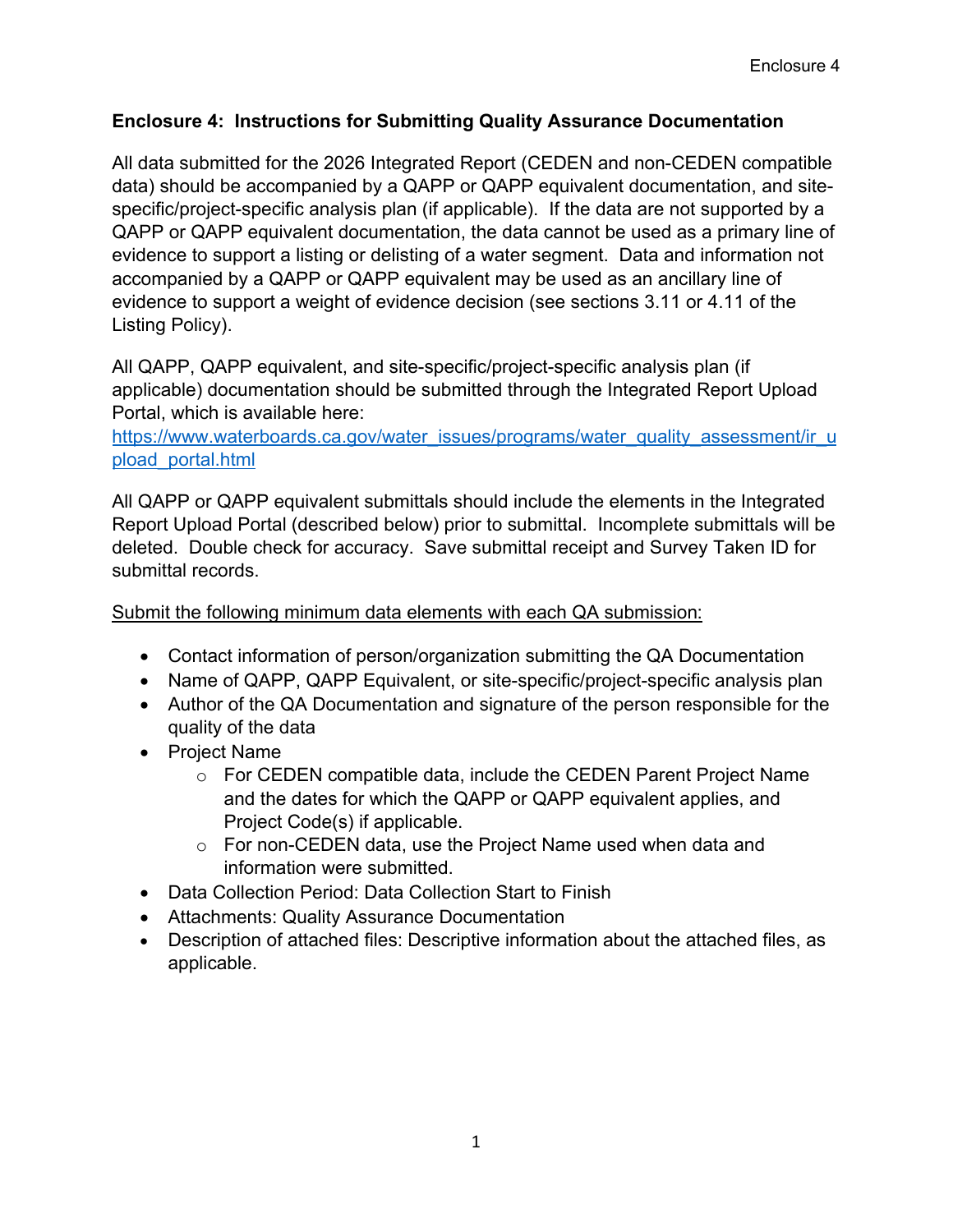## Enclosure 4: Instructions for Submitting Quality Assurance Documentation

All data submitted for the 2026 Integrated Report (CEDEN and non-CEDEN compatible data) should be accompanied by a QAPP or QAPP equivalent documentation, and site-specific/project-specific analysis plan (if applicable). If the data are not supported by a QAPP or QAPP equivalent documentation, the data cannot be used as a primary line of evidence to support a listing or delisting of a water segment. Data and information not accompanied by a QAPP or QAPP equivalent may be used as an ancillary line of evidence to support a weight of evidence decision (see sections 3.11 or 4.11 of the Listing Policy).

All QAPP, QAPP equivalent, and site-specific/project-specific analysis plan (if applicable) documentation should be submitted through the Integrated Report Upload Portal, which is available here: [https://www.waterboards.ca.gov/water_issues/programs/water_quality_assessment/ir_upload_portal.html](https://www.waterboards.ca.gov/water_issues/programs/water_quality_assessment/ir_upload_portal.html)

All QAPP or QAPP equivalent submittals should include the elements in the Integrated Report Upload Portal (described below) prior to submittal. Incomplete submittals will be deleted. Double check for accuracy. Save submittal receipt and Survey Taken ID for submittal records.

<u>Submit the following minimum data elements with each QA submission:</u>

- Contact information of person/organization submitting the QA Documentation
- Name of QAPP, QAPP Equivalent, or site-specific/project-specific analysis plan
- Author of the QA Documentation and signature of the person responsible for the quality of the data
- Project Name
    - For CEDEN compatible data, include the CEDEN Parent Project Name and the dates for which the QAPP or QAPP equivalent applies, and Project Code(s) if applicable.
    - For non-CEDEN data, use the Project Name used when data and information were submitted.
- Data Collection Period: Data Collection Start to Finish
- Attachments: Quality Assurance Documentation
- Description of attached files: Descriptive information about the attached files, as applicable.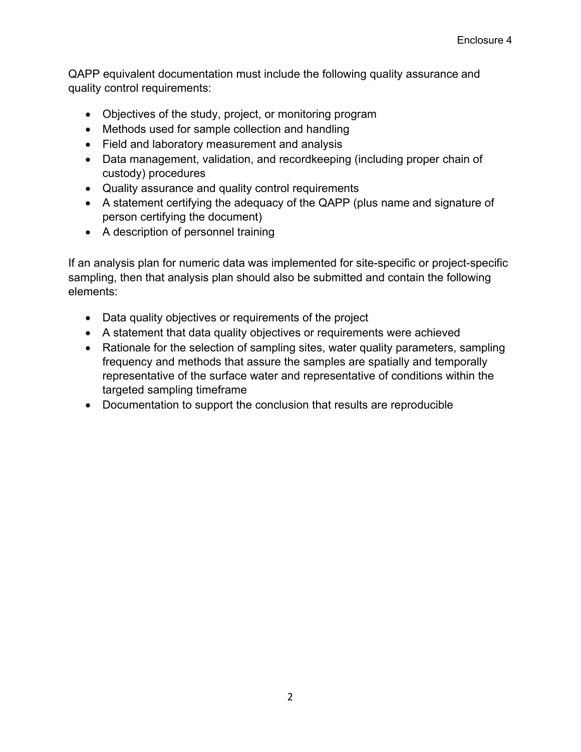QAPP equivalent documentation must include the following quality assurance and quality control requirements:

- Objectives of the study, project, or monitoring program
- Methods used for sample collection and handling
- Field and laboratory measurement and analysis
- Data management, validation, and recordkeeping (including proper chain of custody) procedures
- Quality assurance and quality control requirements
- A statement certifying the adequacy of the QAPP (plus name and signature of person certifying the document)
- A description of personnel training

If an analysis plan for numeric data was implemented for site-specific or project-specific sampling, then that analysis plan should also be submitted and contain the following elements:

- Data quality objectives or requirements of the project
- A statement that data quality objectives or requirements were achieved
- Rationale for the selection of sampling sites, water quality parameters, sampling frequency and methods that assure the samples are spatially and temporally representative of the surface water and representative of conditions within the targeted sampling timeframe
- Documentation to support the conclusion that results are reproducible